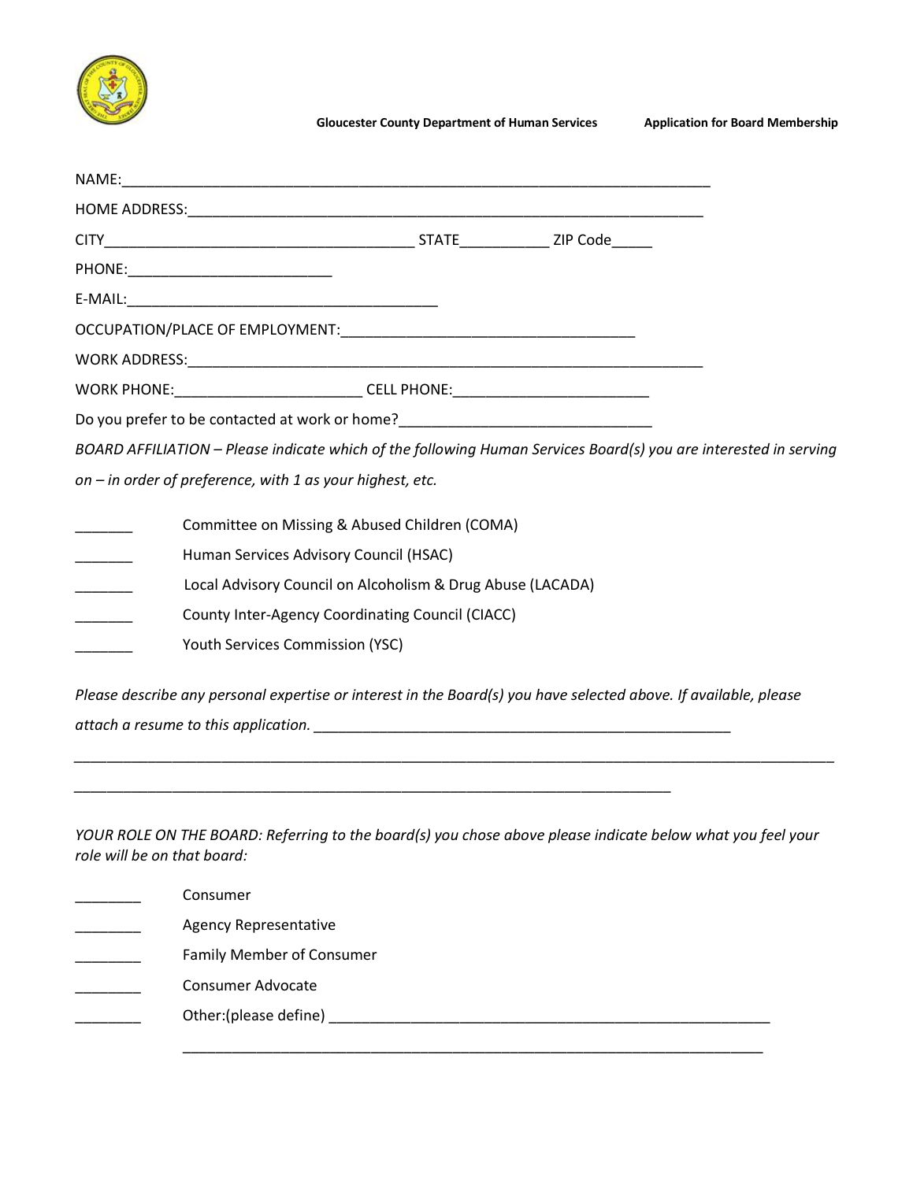**Gloucester County Department of Human Services** **Application for Board Membership**

NAME:___________________________________________________________________________

HOME ADDRESS:____________________________________________________________________

CITY______________________________________ STATE___________ ZIP Code_____

PHONE:_________________________

E-MAIL:______________________________________

OCCUPATION/PLACE OF EMPLOYMENT:____________________________________

WORK ADDRESS:____________________________________________________________________

WORK PHONE:_______________________ CELL PHONE:________________________

Do you prefer to be contacted at work or home?______________________________

*BOARD AFFILIATION – Please indicate which of the following Human Services Board(s) you are interested in serving on – in order of preference, with 1 as your highest, etc.*

_______ Committee on Missing & Abused Children (COMA)

_______ Human Services Advisory Council (HSAC)

_______ Local Advisory Council on Alcoholism & Drug Abuse (LACADA)

_______ County Inter-Agency Coordinating Council (CIACC)

_______ Youth Services Commission (YSC)

*Please describe any personal expertise or interest in the Board(s) you have selected above. If available, please attach a resume to this application.* ____________________________________________________

_____________________________________________________________________________________________

___________________________________________________________________________

*YOUR ROLE ON THE BOARD: Referring to the board(s) you chose above please indicate below what you feel your role will be on that board:*

________ Consumer

________ Agency Representative

________ Family Member of Consumer

________ Consumer Advocate

________ Other:(please define) ______________________________________________________

___________________________________________________________________________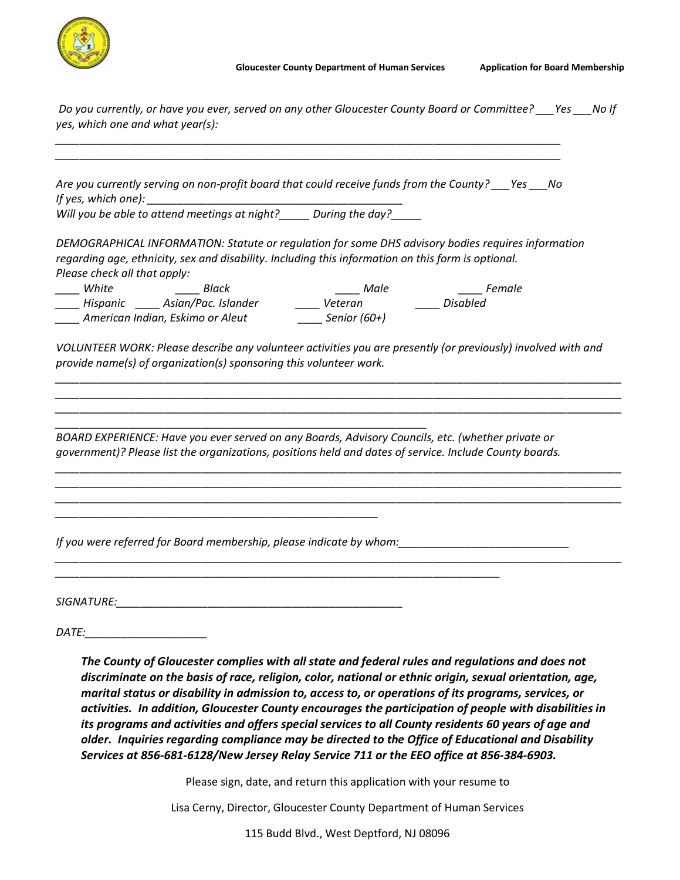*Do you currently, or have you ever, served on any other Gloucester County Board or Committee? ___Yes ___No If yes, which one and what year(s):*

_____________________________________________________________________________________

_____________________________________________________________________________________

*Are you currently serving on non-profit board that could receive funds from the County? ___Yes ___No*
*If yes, which one): ___________________________________________*
*Will you be able to attend meetings at night?_____ During the day?_____*

*DEMOGRAPHICAL INFORMATION: Statute or regulation for some DHS advisory bodies requires information regarding age, ethnicity, sex and disability. Including this information on this form is optional.*
*Please check all that apply:*

*____ White ____ Black ____ Male ____ Female*
*____ Hispanic ____ Asian/Pac. Islander ____ Veteran ____ Disabled*
*____ American Indian, Eskimo or Aleut ____ Senior (60+)*

*VOLUNTEER WORK: Please describe any volunteer activities you are presently (or previously) involved with and provide name(s) of organization(s) sponsoring this volunteer work.*

_____________________________________________________________________________________

_____________________________________________________________________________________

_____________________________________________________________________________________

_______________________________________________________________

*BOARD EXPERIENCE: Have you ever served on any Boards, Advisory Councils, etc. (whether private or government)? Please list the organizations, positions held and dates of service. Include County boards.*

_____________________________________________________________________________________

_____________________________________________________________________________________

_____________________________________________________________________________________

_______________________________________________________

*If you were referred for Board membership, please indicate by whom:*___________________________

_____________________________________________________________________________________

___________________________________________________________________________

*SIGNATURE:*________________________________________________

*DATE:*____________________

***The County of Gloucester complies with all state and federal rules and regulations and does not discriminate on the basis of race, religion, color, national or ethnic origin, sexual orientation, age, marital status or disability in admission to, access to, or operations of its programs, services, or activities. In addition, Gloucester County encourages the participation of people with disabilities in its programs and activities and offers special services to all County residents 60 years of age and older. Inquiries regarding compliance may be directed to the Office of Educational and Disability Services at 856-681-6128/New Jersey Relay Service 711 or the EEO office at 856-384-6903.***

Please sign, date, and return this application with your resume to

Lisa Cerny, Director, Gloucester County Department of Human Services

115 Budd Blvd., West Deptford, NJ 08096